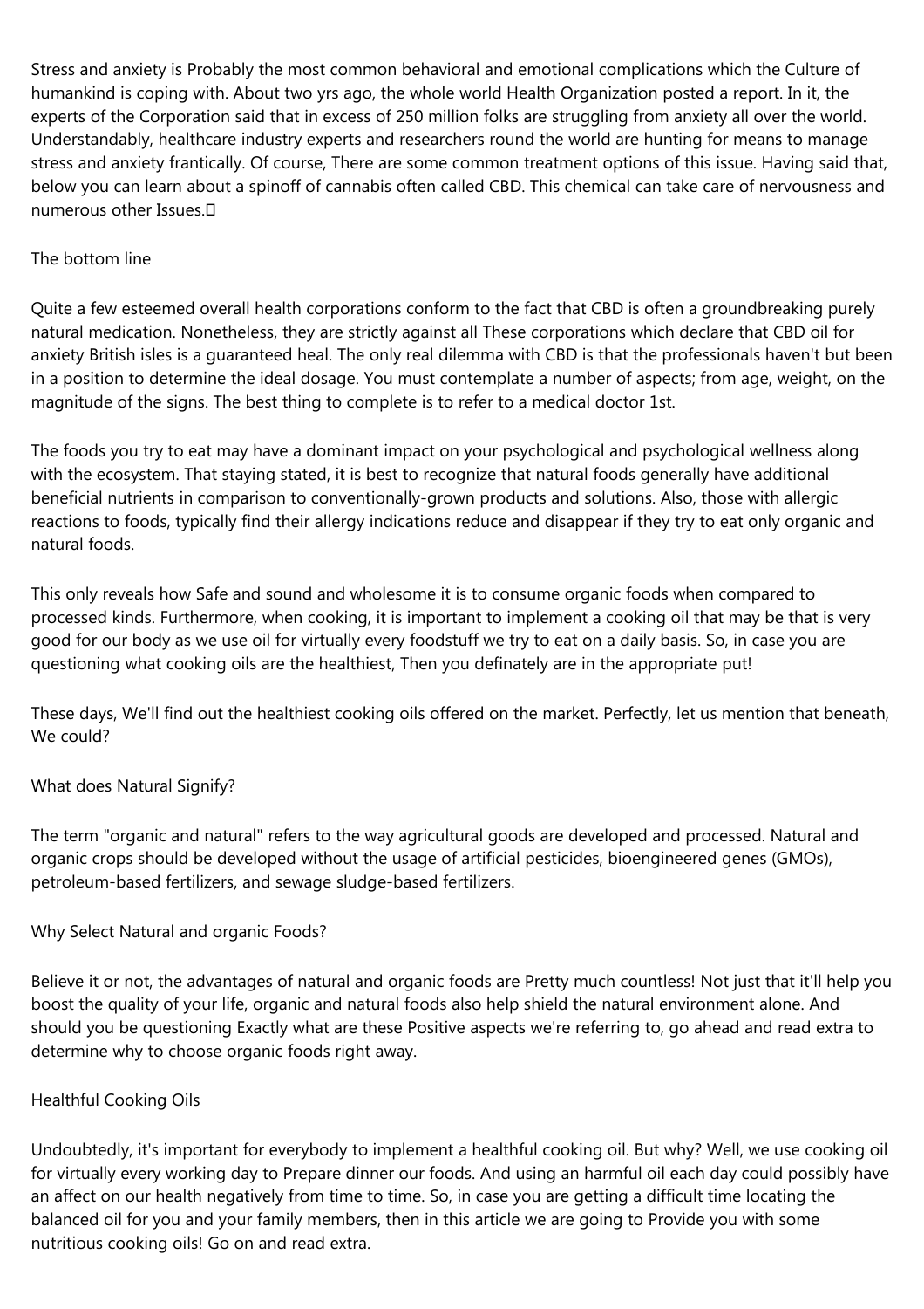Stress and anxiety is Probably the most common behavioral and emotional complications which the Culture of humankind is coping with. About two yrs ago, the whole world Health Organization posted a report. In it, the experts of the Corporation said that in excess of 250 million folks are struggling from anxiety all over the world. Understandably, healthcare industry experts and researchers round the world are hunting for means to manage stress and anxiety frantically. Of course, There are some common treatment options of this issue. Having said that, below you can learn about a spinoff of cannabis often called CBD. This chemical can take care of nervousness and numerous other Issues.

## The bottom line

Quite a few esteemed overall health corporations conform to the fact that CBD is often a groundbreaking purely natural medication. Nonetheless, they are strictly against all These corporations which declare that CBD oil for anxiety British isles is a guaranteed heal. The only real dilemma with CBD is that the professionals haven't but been in a position to determine the ideal dosage. You must contemplate a number of aspects; from age, weight, on the magnitude of the signs. The best thing to complete is to refer to a medical doctor 1st.

The foods you try to eat may have a dominant impact on your psychological and psychological wellness along with the ecosystem. That staying stated, it is best to recognize that natural foods generally have additional beneficial nutrients in comparison to conventionally-grown products and solutions. Also, those with allergic reactions to foods, typically find their allergy indications reduce and disappear if they try to eat only organic and natural foods.

This only reveals how Safe and sound and wholesome it is to consume organic foods when compared to processed kinds. Furthermore, when cooking, it is important to implement a cooking oil that may be that is very good for our body as we use oil for virtually every foodstuff we try to eat on a daily basis. So, in case you are questioning what cooking oils are the healthiest, Then you definately are in the appropriate put!

These days, We'll find out the healthiest cooking oils offered on the market. Perfectly, let us mention that beneath, We could?

## What does Natural Signify?

The term "organic and natural" refers to the way agricultural goods are developed and processed. Natural and organic crops should be developed without the usage of artificial pesticides, bioengineered genes (GMOs), petroleum-based fertilizers, and sewage sludge-based fertilizers.

## Why Select Natural and organic Foods?

Believe it or not, the advantages of natural and organic foods are Pretty much countless! Not just that it'll help you boost the quality of your life, organic and natural foods also help shield the natural environment alone. And should you be questioning Exactly what are these Positive aspects we're referring to, go ahead and read extra to determine why to choose organic foods right away.

## Healthful Cooking Oils

Undoubtedly, it's important for everybody to implement a healthful cooking oil. But why? Well, we use cooking oil for virtually every working day to Prepare dinner our foods. And using an harmful oil each day could possibly have an affect on our health negatively from time to time. So, in case you are getting a difficult time locating the balanced oil for you and your family members, then in this article we are going to Provide you with some nutritious cooking oils! Go on and read extra.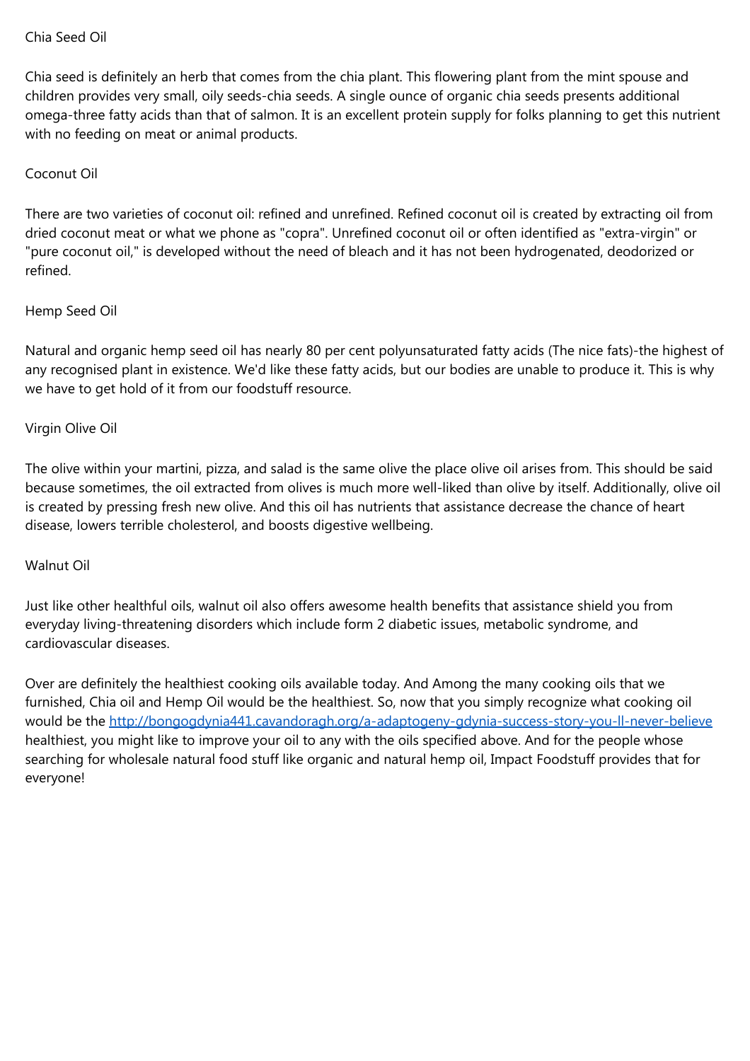## Chia Seed Oil

Chia seed is definitely an herb that comes from the chia plant. This flowering plant from the mint spouse and children provides very small, oily seeds-chia seeds. A single ounce of organic chia seeds presents additional omega-three fatty acids than that of salmon. It is an excellent protein supply for folks planning to get this nutrient with no feeding on meat or animal products.

## Coconut Oil

There are two varieties of coconut oil: refined and unrefined. Refined coconut oil is created by extracting oil from dried coconut meat or what we phone as "copra". Unrefined coconut oil or often identified as "extra-virgin" or "pure coconut oil," is developed without the need of bleach and it has not been hydrogenated, deodorized or refined.

## Hemp Seed Oil

Natural and organic hemp seed oil has nearly 80 per cent polyunsaturated fatty acids (The nice fats)-the highest of any recognised plant in existence. We'd like these fatty acids, but our bodies are unable to produce it. This is why we have to get hold of it from our foodstuff resource.

## Virgin Olive Oil

The olive within your martini, pizza, and salad is the same olive the place olive oil arises from. This should be said because sometimes, the oil extracted from olives is much more well-liked than olive by itself. Additionally, olive oil is created by pressing fresh new olive. And this oil has nutrients that assistance decrease the chance of heart disease, lowers terrible cholesterol, and boosts digestive wellbeing.

## Walnut Oil

Just like other healthful oils, walnut oil also offers awesome health benefits that assistance shield you from everyday living-threatening disorders which include form 2 diabetic issues, metabolic syndrome, and cardiovascular diseases.

Over are definitely the healthiest cooking oils available today. And Among the many cooking oils that we furnished, Chia oil and Hemp Oil would be the healthiest. So, now that you simply recognize what cooking oil would be the [http://bongogdynia441.cavandoragh.org/a-adaptogeny-gdynia-success-story-you-ll-never-believe](http://bongogdynia441.cavandoragh.org/a-adaptogeny-gdynia-success-story-you-ll-never-believe) healthiest, you might like to improve your oil to any with the oils specified above. And for the people whose searching for wholesale natural food stuff like organic and natural hemp oil, Impact Foodstuff provides that for everyone!